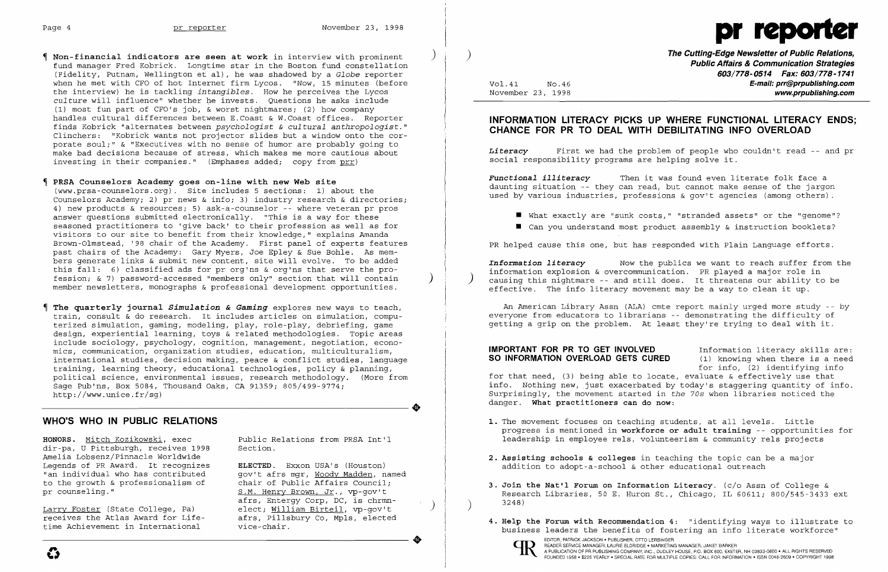¶ **Non-financial indicators are seen at work** in interview with prominent fund manager Fred Kobrick. Longtime star in the Boston fund constellation (Fidelity, Putnam, Wellington et al), he was shadowed by a *Globe* reporter when he met with CFO of hot Internet firm Lycos. "Now, 15 minutes (before the interview) he is tackling *intangibles*. How he perceives the Lycos *culture* will influence" whether he invests. Questions he asks include (1) most fun part of CFO's job, & worst nightmares; (2) how company handles cultural differences between E.Coast & W.Coast offices. Reporter finds Kobrick "alternates between *psychologist & cultural anthropologist*." Clinchers: "Kobrick wants not projector slides but a window onto the corporate soul;" & "Executives with no sense of humor are probably going to make bad decisions because of stress, which makes me more cautious about investing in their companies." (Emphases added; copy from prr)

¶ **PRSA Counselors Academy goes on-line with new Web site** (www.prsa-counselors.org). Site includes 5 sections: 1) about the Counselors Academy; 2) pr news & info; 3) industry research & directories; 4) new products & resources; 5) ask-a-counselor -- where veteran pr pros answer questions submitted electronically. "This is a way for these seasoned practitioners to 'give back' to their profession as well as for visitors to our site to benefit from their knowledge," explains Amanda Brown-Olmstead, '98 chair of the Academy. First panel of experts features past chairs of the Academy: Gary Myers, Joe Epley & Sue Bohle. As members generate links & submit new content, site will evolve. To be added this fall: 6) classified ads for pr org'ns & org'ns that serve the profession; & 7) password-accessed "members only" section that will contain member newsletters, monographs & professional development opportunities.

¶ **The quarterly journal *Simulation & Gaming*** explores new ways to teach, train, consult & do research. It includes articles on simulation, computerized simulation, gaming, modeling, play, role-play, debriefing, game design, experiential learning, toys & related methodologies. Topic areas include sociology, psychology, cognition, management, negotiation, economics, communication, organization studies, education, multiculturalism, international studies, decision making, peace & conflict studies, language training, learning theory, educational technologies, policy & planning, political science, environmental issues, research methodology. (More from Sage Pub'ns, Box 5084, Thousand Oaks, CA 91359; 805/499-9774; http://www.unice.fr/sg)

## WHO'S WHO IN PUBLIC RELATIONS

**HONORS.** Mitch Kozikowski, exec dir-pa, U Pittsburgh, receives 1998 Amelia Lobsenz/Pinnacle Worldwide Legends of PR Award. It recognizes "an individual who has contributed to the growth & professionalism of pr counseling."

Larry Foster (State College, Pa) receives the Atlas Award for Lifetime Achievement in International Public Relations from PRSA Int'l Section.

**ELECTED.** Exxon USA's (Houston) gov't afrs mgr, Woody Madden, named chair of Public Affairs Council; S.M. Henry Brown, Jr., vp-gov't afrs, Entergy Corp, DC, is chrmn-elect; William Birtell, vp-gov't afrs, Pillsbury Co, Mpls, elected vice-chair.

# pr reporter

**The Cutting-Edge Newsletter of Public Relations, Public Affairs & Communication Strategies**
**603/778-0514 Fax: 603/778-1741**
**E-mail: prr@prpublishing.com**
**www.prpublishing.com**

Vol.41 No.46
November 23, 1998

## INFORMATION LITERACY PICKS UP WHERE FUNCTIONAL LITERACY ENDS; CHANCE FOR PR TO DEAL WITH DEBILITATING INFO OVERLOAD

***Literacy*** First we had the problem of people who couldn't read -- and pr social responsibility programs are helping solve it.

***Functional illiteracy*** Then it was found even literate folk face a daunting situation -- they can read, but cannot make sense of the jargon used by various industries, professions & gov't agencies (among others).

- What exactly are "sunk costs," "stranded assets" or the "genome"?
- Can you understand most product assembly & instruction booklets?

PR helped cause this one, but has responded with Plain Language efforts.

***Information literacy*** Now the publics we want to reach suffer from the information explosion & overcommunication. PR played a major role in causing this nightmare -- and still does. It threatens our ability to be effective. The info literacy movement may be a way to clean it up.

An American Library Assn (ALA) cmte report mainly urged more study -- by everyone from educators to librarians -- demonstrating the difficulty of getting a grip on the problem. At least they're trying to deal with it.

### IMPORTANT FOR PR TO GET INVOLVED SO INFORMATION OVERLOAD GETS CURED

Information literacy skills are: (1) knowing when there is a need for info, (2) identifying info for that need, (3) being able to locate, evaluate & effectively use that info. Nothing new, just exacerbated by today's staggering quantity of info. Surprisingly, the movement started in *the 70s* when libraries noticed the danger. **What practitioners can do now:**

1. The movement focuses on teaching students, at all levels. Little progress is mentioned in **workforce or adult training** -- opportunities for leadership in employee rels, volunteerism & community rels projects
2. **Assisting schools & colleges** in teaching the topic can be a major addition to adopt-a-school & other educational outreach
3. **Join the Nat'l Forum on Information Literacy.** (c/o Assn of College & Research Libraries, 50 E. Huron St., Chicago, IL 60611; 800/545-3433 ext 3248)
4. **Help the Forum with Recommendation 4:** "identifying ways to illustrate to business leaders the benefits of fostering an info literate workforce"

EDITOR, PATRICK JACKSON • PUBLISHER, OTTO LERBINGER
READER SERVICE MANAGER, LAURIE ELDRIDGE • MARKETING MANAGER, JANET BARKER
A PUBLICATION OF PR PUBLISHING COMPANY, INC., DUDLEY HOUSE, P.O. BOX 600, EXETER, NH 03833-0600 • ALL RIGHTS RESERVED
FOUNDED 1958 • $225 YEARLY • SPECIAL RATE FOR MULTIPLE COPIES: CALL FOR INFORMATION • ISSN 0048-2609 • COPYRIGHT 1998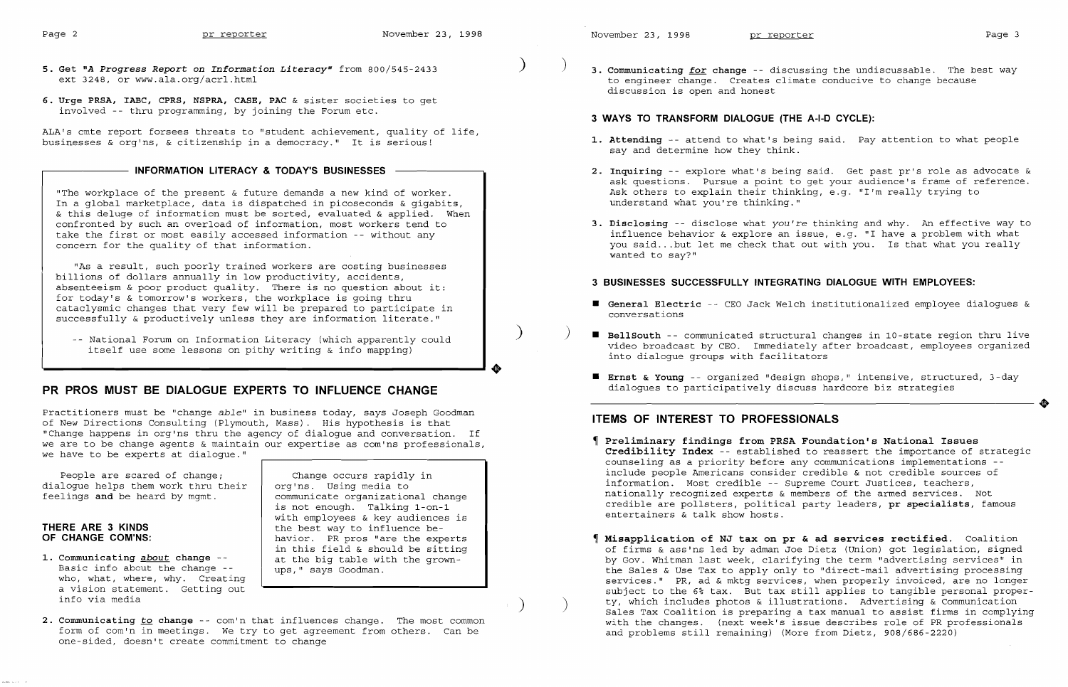5. **Get "*A Progress Report on Information Literacy*"** from 800/545-2433 ext 3248, or www.ala.org/acrl.html

6. **Urge PRSA, IABC, CPRS, NSPRA, CASE, PAC** & sister societies to get involved -- thru programming, by joining the Forum etc.

ALA's cmte report forsees threats to "student achievement, quality of life, businesses & org'ns, & citizenship in a democracy." It is serious!

### INFORMATION LITERACY & TODAY'S BUSINESSES

"The workplace of the present & future demands a new kind of worker. In a global marketplace, data is dispatched in picoseconds & gigabits, & this deluge of information must be sorted, evaluated & applied. When confronted by such an overload of information, most workers tend to take the first or most easily accessed information -- without any concern for the quality of that information.

"As a result, such poorly trained workers are costing businesses billions of dollars annually in low productivity, accidents, absenteeism & poor product quality. There is no question about it: for today's & tomorrow's workers, the workplace is going thru cataclysmic changes that very few will be prepared to participate in successfully & productively unless they are information literate."

-- National Forum on Information Literacy (which apparently could itself use some lessons on pithy writing & info mapping)

## PR PROS MUST BE DIALOGUE EXPERTS TO INFLUENCE CHANGE

Practitioners must be "change *able*" in business today, says Joseph Goodman of New Directions Consulting (Plymouth, Mass). His hypothesis is that "Change happens in org'ns thru the agency of dialogue and conversation. If we are to be change agents & maintain our expertise as com'ns professionals, we have to be experts at dialogue."

People are scared of change; dialogue helps them work thru their feelings **and** be heard by mgmt.

> Change occurs rapidly in org'ns. Using media to communicate organizational change is not enough. Talking 1-on-1 with employees & key audiences is the best way to influence behavior. PR pros "are the experts in this field & should be sitting at the big table with the grown-ups," says Goodman.

### THERE ARE 3 KINDS OF CHANGE COM'NS:

1. **Communicating *about* change** -- Basic info about the change -- who, what, where, why. Creating a vision statement. Getting out info via media

2. **Communicating *to* change** -- com'n that influences change. The most common form of com'n in meetings. We try to get agreement from others. Can be one-sided, doesn't create commitment to change

3. **Communicating *for* change** -- discussing the undiscussable. The best way to engineer change. Creates climate conducive to change because discussion is open and honest

### 3 WAYS TO TRANSFORM DIALOGUE (THE A-I-D CYCLE):

1. **Attending** -- attend to what's being said. Pay attention to what people say and determine how they think.

2. **Inquiring** -- explore what's being said. Get past pr's role as advocate & ask questions. Pursue a point to get your audience's frame of reference. Ask others to explain their thinking, e.g. "I'm really trying to understand what you're thinking."

3. **Disclosing** -- disclose what *you're* thinking and why. An effective way to influence behavior & explore an issue, e.g. "I have a problem with what you said...but let me check that out with you. Is that what you really wanted to say?"

### 3 BUSINESSES SUCCESSFULLY INTEGRATING DIALOGUE WITH EMPLOYEES:

- **General Electric** -- CEO Jack Welch institutionalized employee dialogues & conversations
- **BellSouth** -- communicated structural changes in 10-state region thru live video broadcast by CEO. Immediately after broadcast, employees organized into dialogue groups with facilitators
- **Ernst & Young** -- organized "design shops," intensive, structured, 3-day dialogues to participatively discuss hardcore biz strategies

## ITEMS OF INTEREST TO PROFESSIONALS

¶ **Preliminary findings from PRSA Foundation's National Issues Credibility Index** -- established to reassert the importance of strategic counseling as a priority before any communications implementations -- include people Americans consider credible & not credible sources of information. Most credible -- Supreme Court Justices, teachers, nationally recognized experts & members of the armed services. Not credible are pollsters, political party leaders, **pr specialists**, famous entertainers & talk show hosts.

¶ **Misapplication of NJ tax on pr & ad services rectified.** Coalition of firms & ass'ns led by adman Joe Dietz (Union) got legislation, signed by Gov. Whitman last week, clarifying the term "advertising services" in the Sales & Use Tax to apply only to "direct-mail advertising processing services." PR, ad & mktg services, when properly invoiced, are no longer subject to the 6% tax. But tax still applies to tangible personal property, which includes photos & illustrations. Advertising & Communication Sales Tax Coalition is preparing a tax manual to assist firms in complying with the changes. (next week's issue describes role of PR professionals and problems still remaining) (More from Dietz, 908/686-2220)